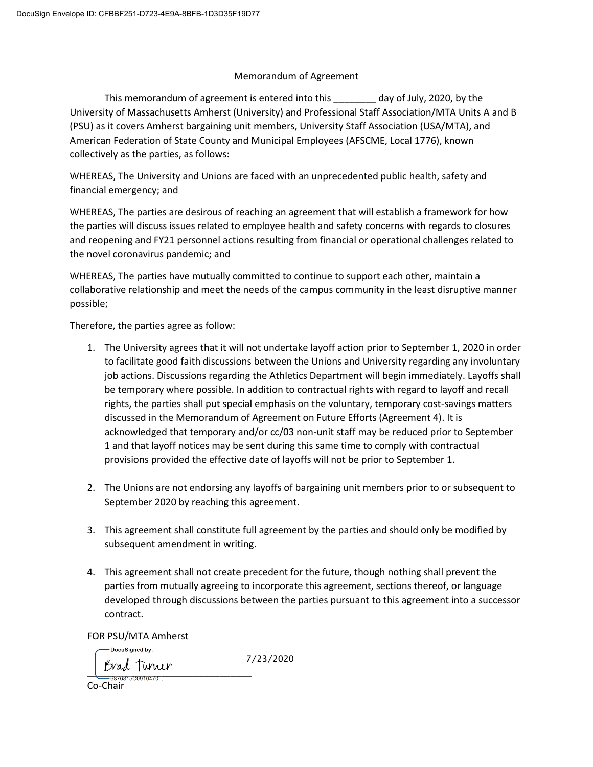Memorandum of Agreement

This memorandum of agreement is entered into this ________ day of July, 2020, by the University of Massachusetts Amherst (University) and Professional Staff Association/MTA Units A and B (PSU) as it covers Amherst bargaining unit members, University Staff Association (USA/MTA), and American Federation of State County and Municipal Employees (AFSCME, Local 1776), known collectively as the parties, as follows:

WHEREAS, The University and Unions are faced with an unprecedented public health, safety and financial emergency; and

WHEREAS, The parties are desirous of reaching an agreement that will establish a framework for how the parties will discuss issues related to employee health and safety concerns with regards to closures and reopening and FY21 personnel actions resulting from financial or operational challenges related to the novel coronavirus pandemic; and

WHEREAS, The parties have mutually committed to continue to support each other, maintain a collaborative relationship and meet the needs of the campus community in the least disruptive manner possible;

Therefore, the parties agree as follow:

1. The University agrees that it will not undertake layoff action prior to September 1, 2020 in order to facilitate good faith discussions between the Unions and University regarding any involuntary job actions. Discussions regarding the Athletics Department will begin immediately. Layoffs shall be temporary where possible. In addition to contractual rights with regard to layoff and recall rights, the parties shall put special emphasis on the voluntary, temporary cost-savings matters discussed in the Memorandum of Agreement on Future Efforts (Agreement 4). It is acknowledged that temporary and/or cc/03 non-unit staff may be reduced prior to September 1 and that layoff notices may be sent during this same time to comply with contractual provisions provided the effective date of layoffs will not be prior to September 1.

2. The Unions are not endorsing any layoffs of bargaining unit members prior to or subsequent to September 2020 by reaching this agreement.

3. This agreement shall constitute full agreement by the parties and should only be modified by subsequent amendment in writing.

4. This agreement shall not create precedent for the future, though nothing shall prevent the parties from mutually agreeing to incorporate this agreement, sections thereof, or language developed through discussions between the parties pursuant to this agreement into a successor contract.

FOR PSU/MTA Amherst

DocuSigned by: Brad Turner

7/23/2020

Co-Chair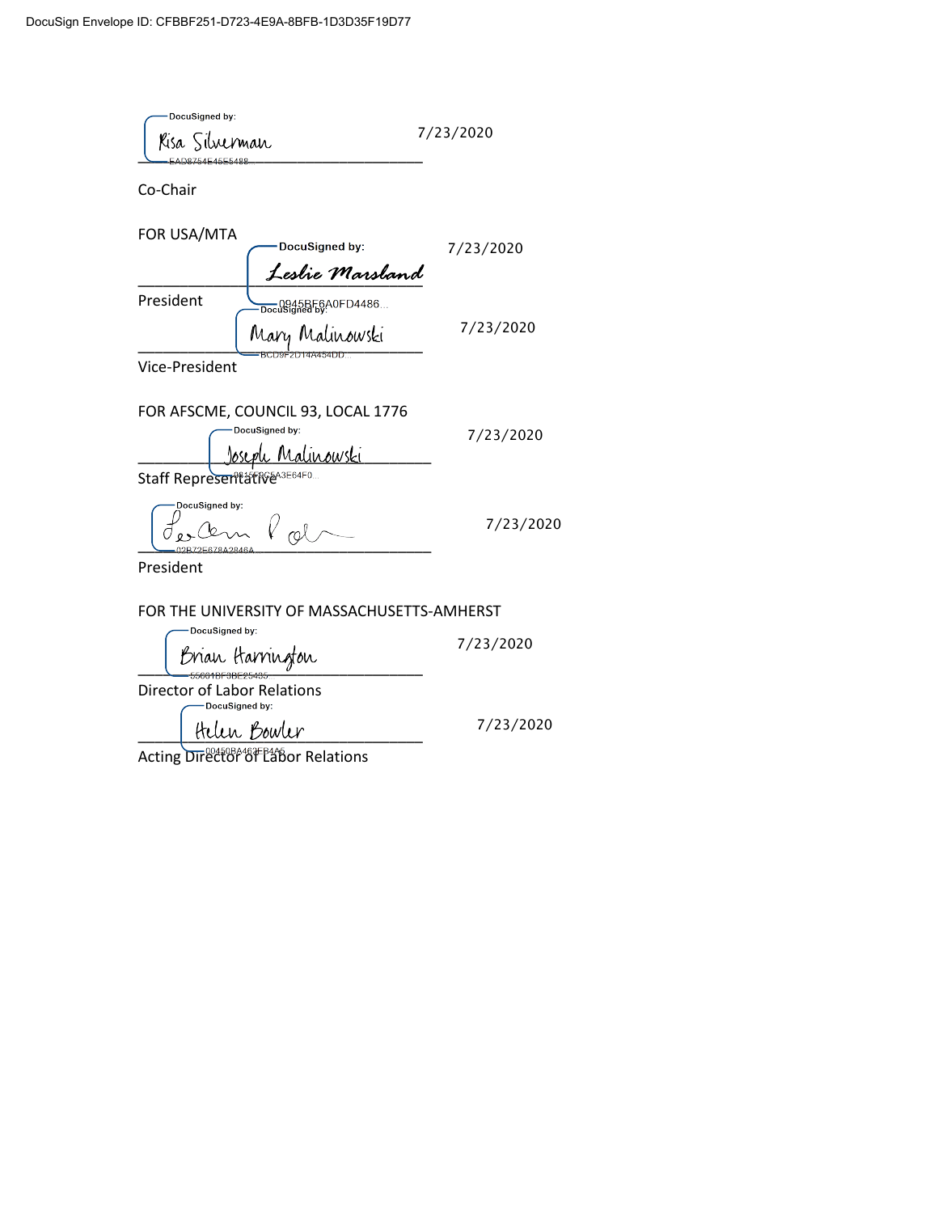DocuSign Envelope ID: CFBBF251-D723-4E9A-8BFB-1D3D35F19D77

DocuSigned by: Risa Silverman — 7/23/2020

Co-Chair

FOR USA/MTA

DocuSigned by: Leslie Marsland — 7/23/2020

President

DocuSigned by: Mary Malinowski — 7/23/2020

Vice-President

FOR AFSCME, COUNCIL 93, LOCAL 1776

DocuSigned by: Joseph Malinowski — 7/23/2020

Staff Representative

DocuSigned by: [signature] — 7/23/2020

President

FOR THE UNIVERSITY OF MASSACHUSETTS-AMHERST

DocuSigned by: Brian Harrington — 7/23/2020

Director of Labor Relations

DocuSigned by: Helen Bowler — 7/23/2020

Acting Director of Labor Relations